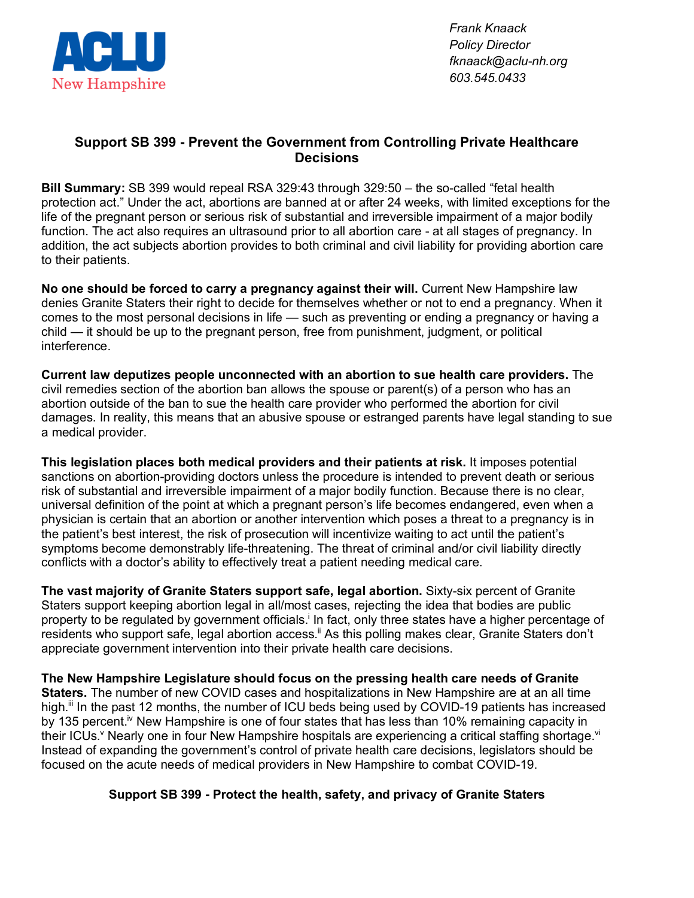ACLU New Hampshire

*Frank Knaack*
*Policy Director*
*fknaack@aclu-nh.org*
*603.545.0433*

## Support SB 399 - Prevent the Government from Controlling Private Healthcare Decisions

**Bill Summary:** SB 399 would repeal RSA 329:43 through 329:50 – the so-called "fetal health protection act." Under the act, abortions are banned at or after 24 weeks, with limited exceptions for the life of the pregnant person or serious risk of substantial and irreversible impairment of a major bodily function. The act also requires an ultrasound prior to all abortion care - at all stages of pregnancy. In addition, the act subjects abortion provides to both criminal and civil liability for providing abortion care to their patients.

**No one should be forced to carry a pregnancy against their will.** Current New Hampshire law denies Granite Staters their right to decide for themselves whether or not to end a pregnancy. When it comes to the most personal decisions in life — such as preventing or ending a pregnancy or having a child — it should be up to the pregnant person, free from punishment, judgment, or political interference.

**Current law deputizes people unconnected with an abortion to sue health care providers.** The civil remedies section of the abortion ban allows the spouse or parent(s) of a person who has an abortion outside of the ban to sue the health care provider who performed the abortion for civil damages. In reality, this means that an abusive spouse or estranged parents have legal standing to sue a medical provider.

**This legislation places both medical providers and their patients at risk.** It imposes potential sanctions on abortion-providing doctors unless the procedure is intended to prevent death or serious risk of substantial and irreversible impairment of a major bodily function. Because there is no clear, universal definition of the point at which a pregnant person's life becomes endangered, even when a physician is certain that an abortion or another intervention which poses a threat to a pregnancy is in the patient's best interest, the risk of prosecution will incentivize waiting to act until the patient's symptoms become demonstrably life-threatening. The threat of criminal and/or civil liability directly conflicts with a doctor's ability to effectively treat a patient needing medical care.

**The vast majority of Granite Staters support safe, legal abortion.** Sixty-six percent of Granite Staters support keeping abortion legal in all/most cases, rejecting the idea that bodies are public property to be regulated by government officials.[i] In fact, only three states have a higher percentage of residents who support safe, legal abortion access.[ii] As this polling makes clear, Granite Staters don't appreciate government intervention into their private health care decisions.

**The New Hampshire Legislature should focus on the pressing health care needs of Granite Staters.** The number of new COVID cases and hospitalizations in New Hampshire are at an all time high.[iii] In the past 12 months, the number of ICU beds being used by COVID-19 patients has increased by 135 percent.[iv] New Hampshire is one of four states that has less than 10% remaining capacity in their ICUs.[v] Nearly one in four New Hampshire hospitals are experiencing a critical staffing shortage.[vi] Instead of expanding the government's control of private health care decisions, legislators should be focused on the acute needs of medical providers in New Hampshire to combat COVID-19.

**Support SB 399 - Protect the health, safety, and privacy of Granite Staters**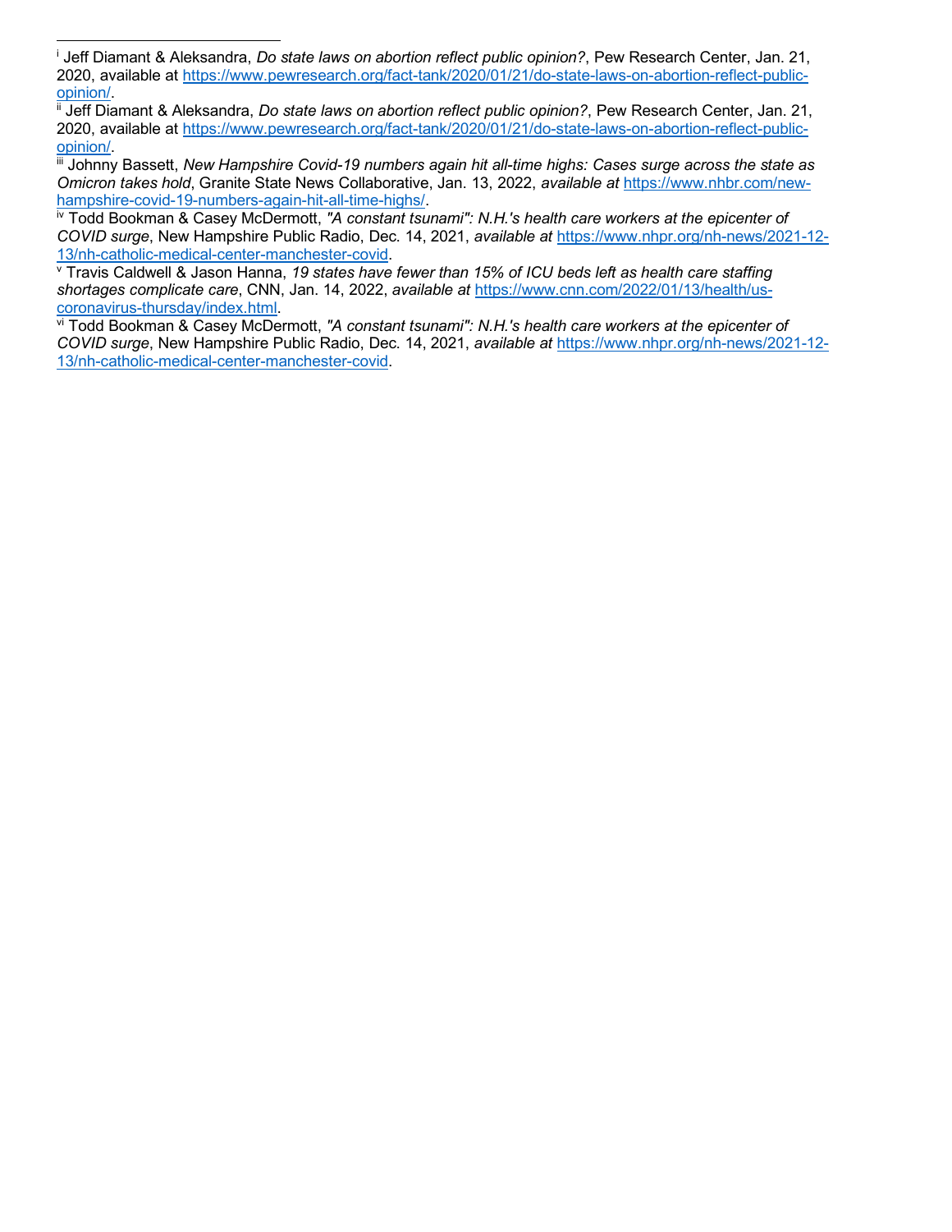[i] Jeff Diamant & Aleksandra, *Do state laws on abortion reflect public opinion?*, Pew Research Center, Jan. 21, 2020, available at https://www.pewresearch.org/fact-tank/2020/01/21/do-state-laws-on-abortion-reflect-public-opinion/.

[ii] Jeff Diamant & Aleksandra, *Do state laws on abortion reflect public opinion?*, Pew Research Center, Jan. 21, 2020, available at https://www.pewresearch.org/fact-tank/2020/01/21/do-state-laws-on-abortion-reflect-public-opinion/.

[iii] Johnny Bassett, *New Hampshire Covid-19 numbers again hit all-time highs: Cases surge across the state as Omicron takes hold*, Granite State News Collaborative, Jan. 13, 2022, *available at* https://www.nhbr.com/new-hampshire-covid-19-numbers-again-hit-all-time-highs/.

[iv] Todd Bookman & Casey McDermott, *"A constant tsunami": N.H.'s health care workers at the epicenter of COVID surge*, New Hampshire Public Radio, Dec. 14, 2021, *available at* https://www.nhpr.org/nh-news/2021-12-13/nh-catholic-medical-center-manchester-covid.

[v] Travis Caldwell & Jason Hanna, *19 states have fewer than 15% of ICU beds left as health care staffing shortages complicate care*, CNN, Jan. 14, 2022, *available at* https://www.cnn.com/2022/01/13/health/us-coronavirus-thursday/index.html.

[vi] Todd Bookman & Casey McDermott, *"A constant tsunami": N.H.'s health care workers at the epicenter of COVID surge*, New Hampshire Public Radio, Dec. 14, 2021, *available at* https://www.nhpr.org/nh-news/2021-12-13/nh-catholic-medical-center-manchester-covid.